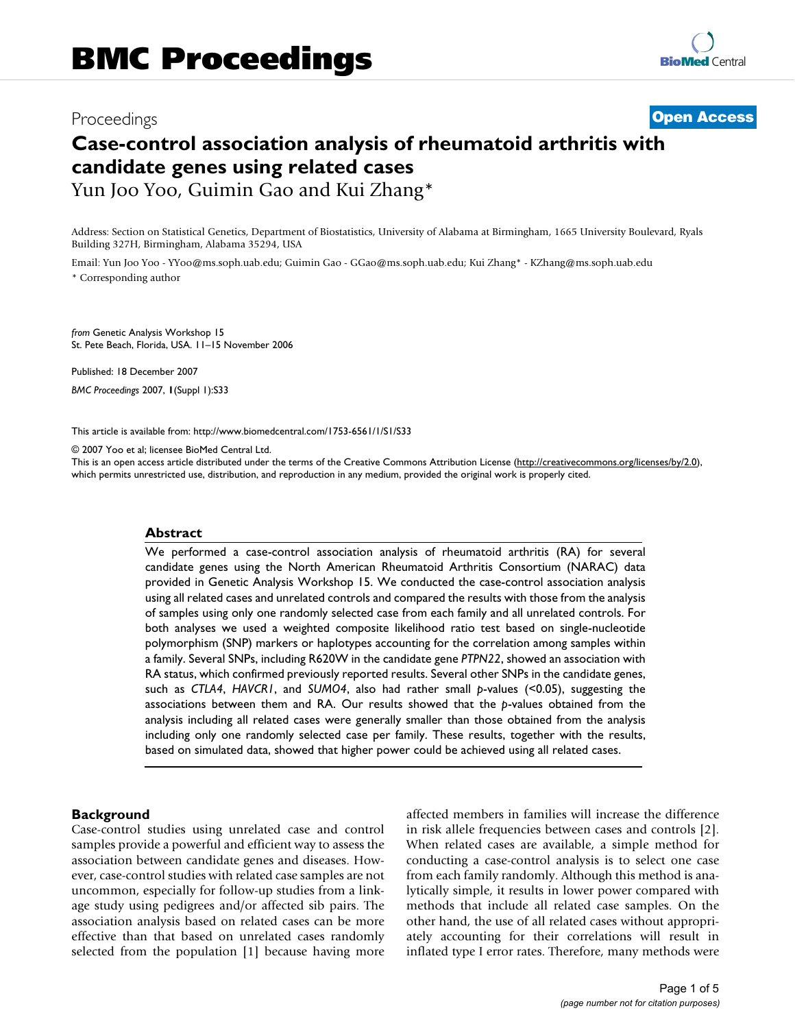Proceedings **Open Access**

# Case-control association analysis of rheumatoid arthritis with candidate genes using related cases

Yun Joo Yoo, Guimin Gao and Kui Zhang*

Address: Section on Statistical Genetics, Department of Biostatistics, University of Alabama at Birmingham, 1665 University Boulevard, Ryals Building 327H, Birmingham, Alabama 35294, USA

Email: Yun Joo Yoo - YYoo@ms.soph.uab.edu; Guimin Gao - GGao@ms.soph.uab.edu; Kui Zhang* - KZhang@ms.soph.uab.edu

* Corresponding author

*from* Genetic Analysis Workshop 15
St. Pete Beach, Florida, USA. 11–15 November 2006

Published: 18 December 2007

*BMC Proceedings* 2007, **1**(Suppl 1):S33

This article is available from: http://www.biomedcentral.com/1753-6561/1/S1/S33

© 2007 Yoo et al; licensee BioMed Central Ltd.
This is an open access article distributed under the terms of the Creative Commons Attribution License (http://creativecommons.org/licenses/by/2.0), which permits unrestricted use, distribution, and reproduction in any medium, provided the original work is properly cited.

## Abstract

We performed a case-control association analysis of rheumatoid arthritis (RA) for several candidate genes using the North American Rheumatoid Arthritis Consortium (NARAC) data provided in Genetic Analysis Workshop 15. We conducted the case-control association analysis using all related cases and unrelated controls and compared the results with those from the analysis of samples using only one randomly selected case from each family and all unrelated controls. For both analyses we used a weighted composite likelihood ratio test based on single-nucleotide polymorphism (SNP) markers or haplotypes accounting for the correlation among samples within a family. Several SNPs, including R620W in the candidate gene *PTPN22*, showed an association with RA status, which confirmed previously reported results. Several other SNPs in the candidate genes, such as *CTLA4*, *HAVCR1*, and *SUMO4*, also had rather small *p*-values (<0.05), suggesting the associations between them and RA. Our results showed that the *p*-values obtained from the analysis including all related cases were generally smaller than those obtained from the analysis including only one randomly selected case per family. These results, together with the results, based on simulated data, showed that higher power could be achieved using all related cases.

## Background

Case-control studies using unrelated case and control samples provide a powerful and efficient way to assess the association between candidate genes and diseases. However, case-control studies with related case samples are not uncommon, especially for follow-up studies from a linkage study using pedigrees and/or affected sib pairs. The association analysis based on related cases can be more effective than that based on unrelated cases randomly selected from the population [1] because having more affected members in families will increase the difference in risk allele frequencies between cases and controls [2]. When related cases are available, a simple method for conducting a case-control analysis is to select one case from each family randomly. Although this method is analytically simple, it results in lower power compared with methods that include all related case samples. On the other hand, the use of all related cases without appropriately accounting for their correlations will result in inflated type I error rates. Therefore, many methods were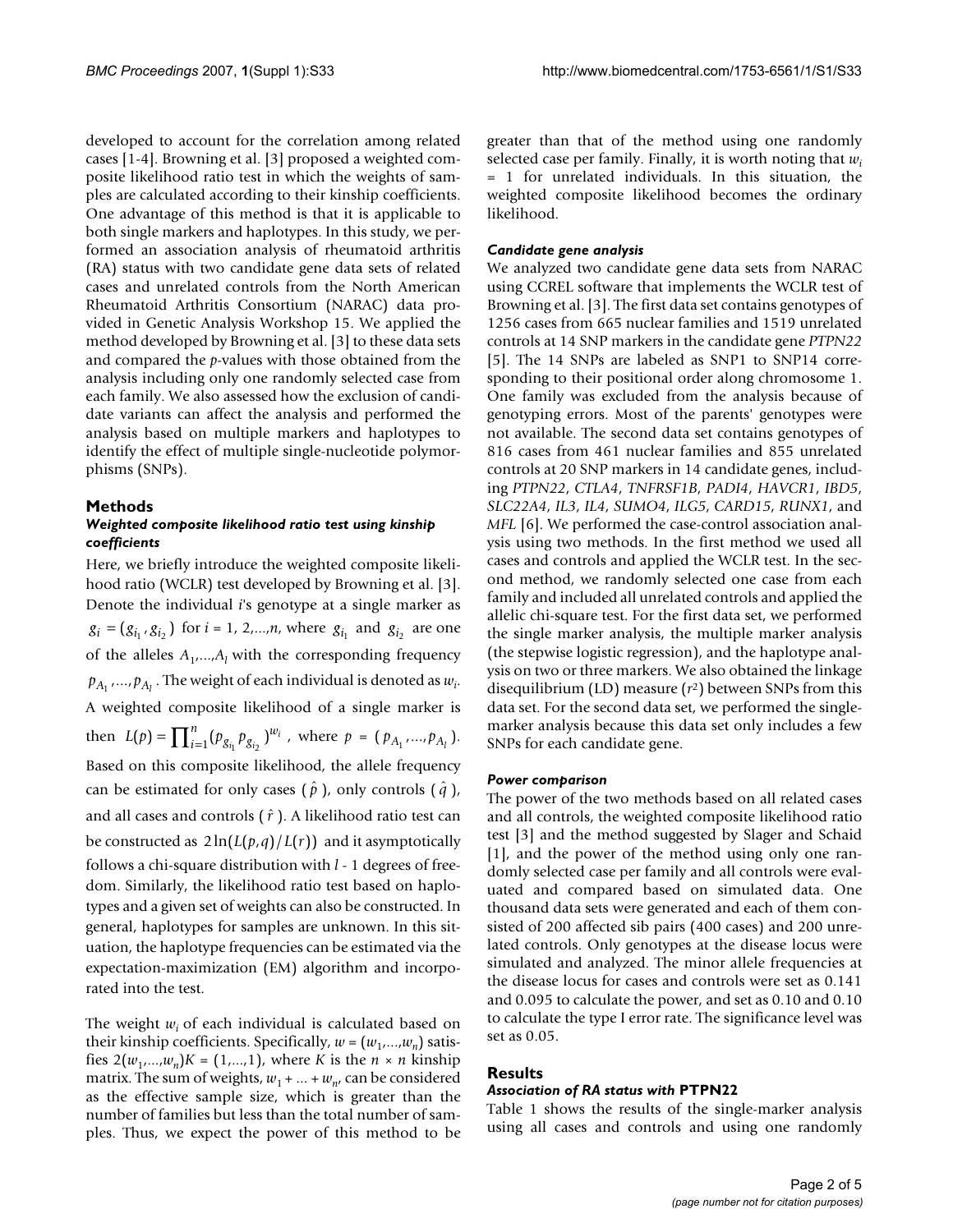developed to account for the correlation among related cases [1-4]. Browning et al. [3] proposed a weighted composite likelihood ratio test in which the weights of samples are calculated according to their kinship coefficients. One advantage of this method is that it is applicable to both single markers and haplotypes. In this study, we performed an association analysis of rheumatoid arthritis (RA) status with two candidate gene data sets of related cases and unrelated controls from the North American Rheumatoid Arthritis Consortium (NARAC) data provided in Genetic Analysis Workshop 15. We applied the method developed by Browning et al. [3] to these data sets and compared the *p*-values with those obtained from the analysis including only one randomly selected case from each family. We also assessed how the exclusion of candidate variants can affect the analysis and performed the analysis based on multiple markers and haplotypes to identify the effect of multiple single-nucleotide polymorphisms (SNPs).

## Methods

### *Weighted composite likelihood ratio test using kinship coefficients*

Here, we briefly introduce the weighted composite likelihood ratio (WCLR) test developed by Browning et al. [3]. Denote the individual *i*'s genotype at a single marker as $g_i = (g_{i_1}, g_{i_2})$ for $i = 1, 2,...,n$, where $g_{i_1}$ and $g_{i_2}$ are one of the alleles $A_1,...,A_l$ with the corresponding frequency $p_{A_1},...,p_{A_l}$. The weight of each individual is denoted as $w_i$. A weighted composite likelihood of a single marker is then $L(p) = \prod_{i=1}^{n}(p_{g_{i_1}} p_{g_{i_2}})^{w_i}$, where $p = (p_{A_1},...,p_{A_l})$. Based on this composite likelihood, the allele frequency can be estimated for only cases ($\hat{p}$), only controls ($\hat{q}$), and all cases and controls ($\hat{r}$). A likelihood ratio test can be constructed as $2\ln(L(p,q)/L(r))$ and it asymptotically follows a chi-square distribution with $l$ - 1 degrees of freedom. Similarly, the likelihood ratio test based on haplotypes and a given set of weights can also be constructed. In general, haplotypes for samples are unknown. In this situation, the haplotype frequencies can be estimated via the expectation-maximization (EM) algorithm and incorporated into the test.

The weight $w_i$ of each individual is calculated based on their kinship coefficients. Specifically, $w = (w_1,...,w_n)$ satisfies $2(w_1,...,w_n)K = (1,...,1)$, where $K$ is the $n \times n$ kinship matrix. The sum of weights, $w_1 + ... + w_n$, can be considered as the effective sample size, which is greater than the number of families but less than the total number of samples. Thus, we expect the power of this method to be greater than that of the method using one randomly selected case per family. Finally, it is worth noting that $w_i = 1$ for unrelated individuals. In this situation, the weighted composite likelihood becomes the ordinary likelihood.

### *Candidate gene analysis*

We analyzed two candidate gene data sets from NARAC using CCREL software that implements the WCLR test of Browning et al. [3]. The first data set contains genotypes of 1256 cases from 665 nuclear families and 1519 unrelated controls at 14 SNP markers in the candidate gene *PTPN22* [5]. The 14 SNPs are labeled as SNP1 to SNP14 corresponding to their positional order along chromosome 1. One family was excluded from the analysis because of genotyping errors. Most of the parents' genotypes were not available. The second data set contains genotypes of 816 cases from 461 nuclear families and 855 unrelated controls at 20 SNP markers in 14 candidate genes, including *PTPN22*, *CTLA4*, *TNFRSF1B*, *PADI4*, *HAVCR1*, *IBD5*, *SLC22A4*, *IL3*, *IL4*, *SUMO4*, *ILG5*, *CARD15*, *RUNX1*, and *MFL* [6]. We performed the case-control association analysis using two methods. In the first method we used all cases and controls and applied the WCLR test. In the second method, we randomly selected one case from each family and included all unrelated controls and applied the allelic chi-square test. For the first data set, we performed the single marker analysis, the multiple marker analysis (the stepwise logistic regression), and the haplotype analysis on two or three markers. We also obtained the linkage disequilibrium (LD) measure ($r^2$) between SNPs from this data set. For the second data set, we performed the single-marker analysis because this data set only includes a few SNPs for each candidate gene.

### *Power comparison*

The power of the two methods based on all related cases and all controls, the weighted composite likelihood ratio test [3] and the method suggested by Slager and Schaid [1], and the power of the method using only one randomly selected case per family and all controls were evaluated and compared based on simulated data. One thousand data sets were generated and each of them consisted of 200 affected sib pairs (400 cases) and 200 unrelated controls. Only genotypes at the disease locus were simulated and analyzed. The minor allele frequencies at the disease locus for cases and controls were set as 0.141 and 0.095 to calculate the power, and set as 0.10 and 0.10 to calculate the type I error rate. The significance level was set as 0.05.

## Results

### *Association of RA status with* PTPN22

Table 1 shows the results of the single-marker analysis using all cases and controls and using one randomly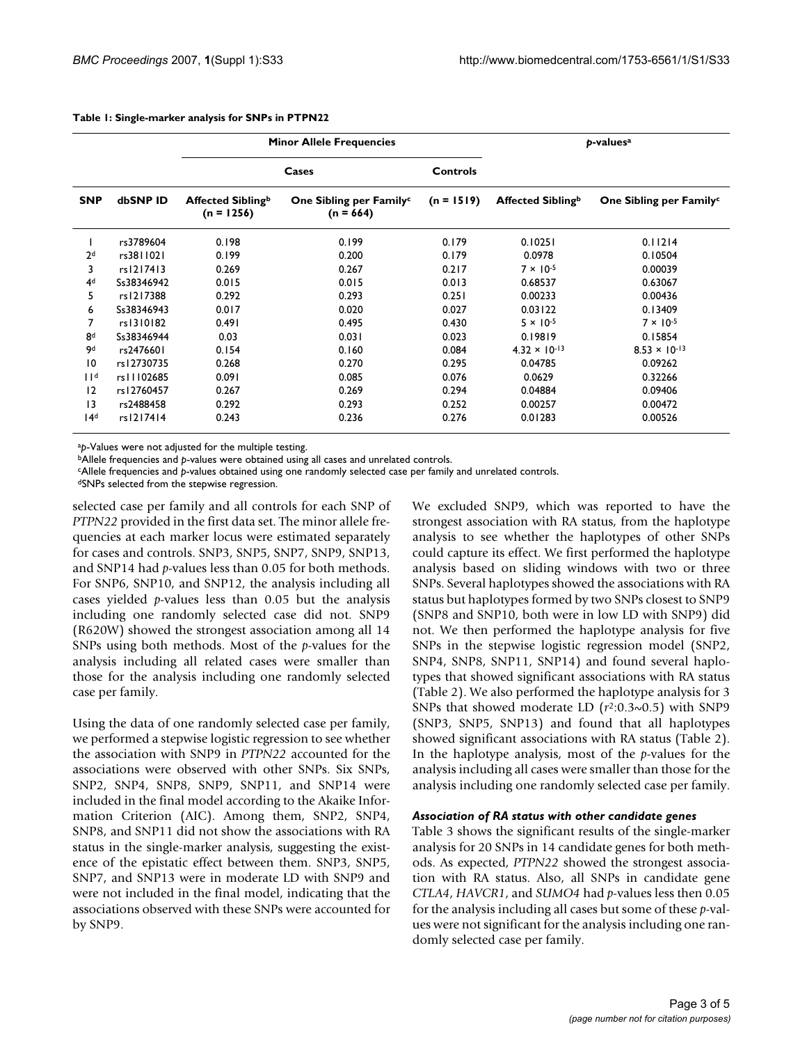**Table 1: Single-marker analysis for SNPs in PTPN22**

| | | Minor Allele Frequencies | | | *p*-values[a] | |
|---|---|---|---|---|---|---|
| | | Cases | | Controls | | |
| SNP | dbSNP ID | Affected Sibling[b] (n = 1256) | One Sibling per Family[c] (n = 664) | (n = 1519) | Affected Sibling[b] | One Sibling per Family[c] |
| 1 | rs3789604 | 0.198 | 0.199 | 0.179 | 0.10251 | 0.11214 |
| 2[d] | rs3811021 | 0.199 | 0.200 | 0.179 | 0.0978 | 0.10504 |
| 3 | rs1217413 | 0.269 | 0.267 | 0.217 | $7 \times 10^{-5}$ | 0.00039 |
| 4[d] | Ss38346942 | 0.015 | 0.015 | 0.013 | 0.68537 | 0.63067 |
| 5 | rs1217388 | 0.292 | 0.293 | 0.251 | 0.00233 | 0.00436 |
| 6 | Ss38346943 | 0.017 | 0.020 | 0.027 | 0.03122 | 0.13409 |
| 7 | rs1310182 | 0.491 | 0.495 | 0.430 | $5 \times 10^{-5}$ | $7 \times 10^{-5}$ |
| 8[d] | Ss38346944 | 0.03 | 0.031 | 0.023 | 0.19819 | 0.15854 |
| 9[d] | rs2476601 | 0.154 | 0.160 | 0.084 | $4.32 \times 10^{-13}$ | $8.53 \times 10^{-13}$ |
| 10 | rs12730735 | 0.268 | 0.270 | 0.295 | 0.04785 | 0.09262 |
| 11[d] | rs11102685 | 0.091 | 0.085 | 0.076 | 0.0629 | 0.32266 |
| 12 | rs12760457 | 0.267 | 0.269 | 0.294 | 0.04884 | 0.09406 |
| 13 | rs2488458 | 0.292 | 0.293 | 0.252 | 0.00257 | 0.00472 |
| 14[d] | rs1217414 | 0.243 | 0.236 | 0.276 | 0.01283 | 0.00526 |

[a]*p*-Values were not adjusted for the multiple testing.
[b]Allele frequencies and *p*-values were obtained using all cases and unrelated controls.
[c]Allele frequencies and *p*-values obtained using one randomly selected case per family and unrelated controls.
[d]SNPs selected from the stepwise regression.

selected case per family and all controls for each SNP of *PTPN22* provided in the first data set. The minor allele frequencies at each marker locus were estimated separately for cases and controls. SNP3, SNP5, SNP7, SNP9, SNP13, and SNP14 had *p*-values less than 0.05 for both methods. For SNP6, SNP10, and SNP12, the analysis including all cases yielded *p*-values less than 0.05 but the analysis including one randomly selected case did not. SNP9 (R620W) showed the strongest association among all 14 SNPs using both methods. Most of the *p*-values for the analysis including all related cases were smaller than those for the analysis including one randomly selected case per family.

Using the data of one randomly selected case per family, we performed a stepwise logistic regression to see whether the association with SNP9 in *PTPN22* accounted for the associations were observed with other SNPs. Six SNPs, SNP2, SNP4, SNP8, SNP9, SNP11, and SNP14 were included in the final model according to the Akaike Information Criterion (AIC). Among them, SNP2, SNP4, SNP8, and SNP11 did not show the associations with RA status in the single-marker analysis, suggesting the existence of the epistatic effect between them. SNP3, SNP5, SNP7, and SNP13 were in moderate LD with SNP9 and were not included in the final model, indicating that the associations observed with these SNPs were accounted for by SNP9.

We excluded SNP9, which was reported to have the strongest association with RA status, from the haplotype analysis to see whether the haplotypes of other SNPs could capture its effect. We first performed the haplotype analysis based on sliding windows with two or three SNPs. Several haplotypes showed the associations with RA status but haplotypes formed by two SNPs closest to SNP9 (SNP8 and SNP10, both were in low LD with SNP9) did not. We then performed the haplotype analysis for five SNPs in the stepwise logistic regression model (SNP2, SNP4, SNP8, SNP11, SNP14) and found several haplotypes that showed significant associations with RA status (Table 2). We also performed the haplotype analysis for 3 SNPs that showed moderate LD ($r^2$:0.3~0.5) with SNP9 (SNP3, SNP5, SNP13) and found that all haplotypes showed significant associations with RA status (Table 2). In the haplotype analysis, most of the *p*-values for the analysis including all cases were smaller than those for the analysis including one randomly selected case per family.

### *Association of RA status with other candidate genes*

Table 3 shows the significant results of the single-marker analysis for 20 SNPs in 14 candidate genes for both methods. As expected, *PTPN22* showed the strongest association with RA status. Also, all SNPs in candidate gene *CTLA4*, *HAVCR1*, and *SUMO4* had *p*-values less then 0.05 for the analysis including all cases but some of these *p*-values were not significant for the analysis including one randomly selected case per family.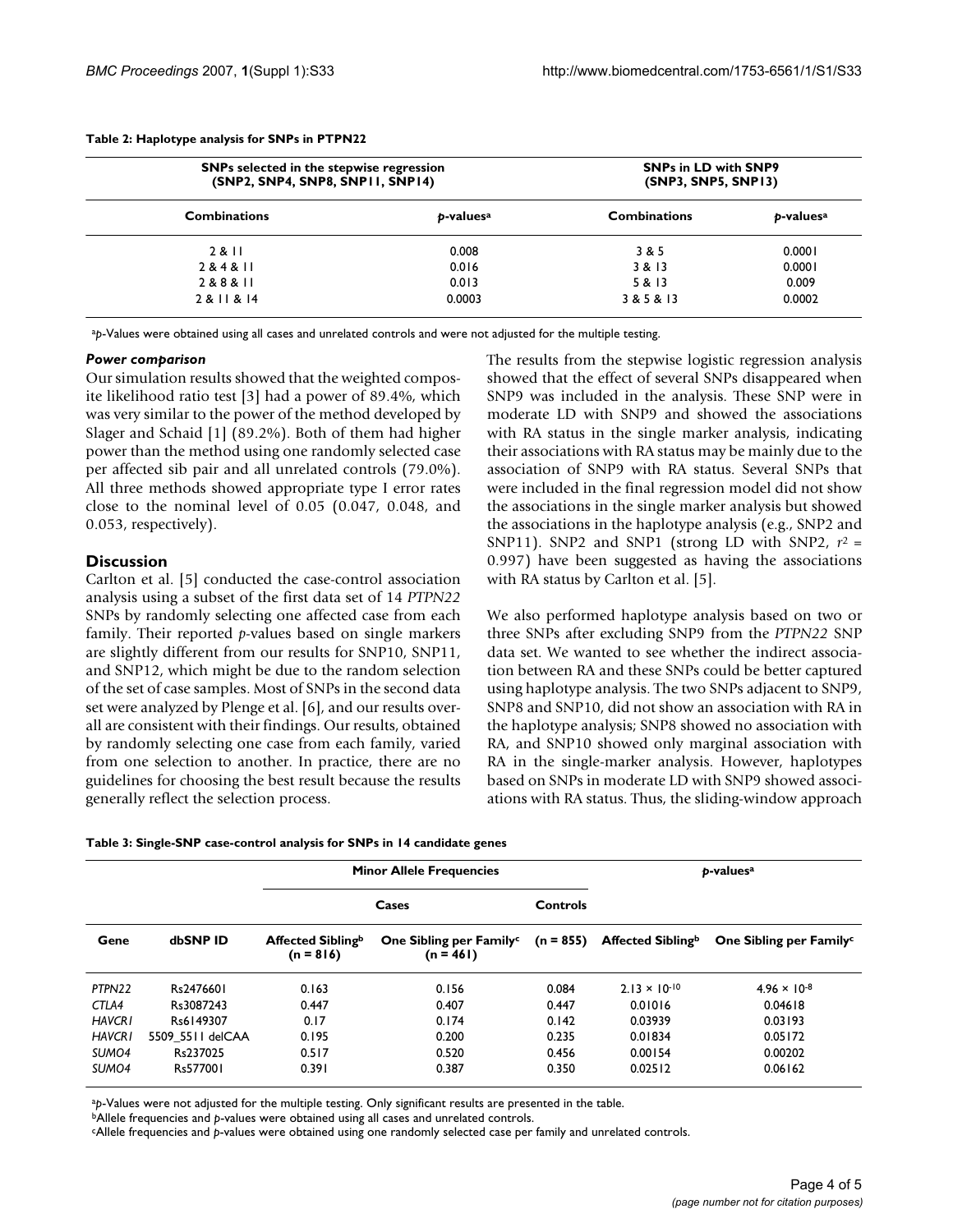**Table 2: Haplotype analysis for SNPs in PTPN22**

| SNPs selected in the stepwise regression (SNP2, SNP4, SNP8, SNP11, SNP14) | | SNPs in LD with SNP9 (SNP3, SNP5, SNP13) | |
|---|---|---|---|
| Combinations | *p*-values[a] | Combinations | *p*-values[a] |
| 2 & 11 | 0.008 | 3 & 5 | 0.0001 |
| 2 & 4 & 11 | 0.016 | 3 & 13 | 0.0001 |
| 2 & 8 & 11 | 0.013 | 5 & 13 | 0.009 |
| 2 & 11 & 14 | 0.0003 | 3 & 5 & 13 | 0.0002 |

[a]*p*-Values were obtained using all cases and unrelated controls and were not adjusted for the multiple testing.

### *Power comparison*

Our simulation results showed that the weighted composite likelihood ratio test [3] had a power of 89.4%, which was very similar to the power of the method developed by Slager and Schaid [1] (89.2%). Both of them had higher power than the method using one randomly selected case per affected sib pair and all unrelated controls (79.0%). All three methods showed appropriate type I error rates close to the nominal level of 0.05 (0.047, 0.048, and 0.053, respectively).

## Discussion

Carlton et al. [5] conducted the case-control association analysis using a subset of the first data set of 14 *PTPN22* SNPs by randomly selecting one affected case from each family. Their reported *p*-values based on single markers are slightly different from our results for SNP10, SNP11, and SNP12, which might be due to the random selection of the set of case samples. Most of SNPs in the second data set were analyzed by Plenge et al. [6], and our results overall are consistent with their findings. Our results, obtained by randomly selecting one case from each family, varied from one selection to another. In practice, there are no guidelines for choosing the best result because the results generally reflect the selection process.

The results from the stepwise logistic regression analysis showed that the effect of several SNPs disappeared when SNP9 was included in the analysis. These SNP were in moderate LD with SNP9 and showed the associations with RA status in the single marker analysis, indicating their associations with RA status may be mainly due to the association of SNP9 with RA status. Several SNPs that were included in the final regression model did not show the associations in the single marker analysis but showed the associations in the haplotype analysis (e.g., SNP2 and SNP11). SNP2 and SNP1 (strong LD with SNP2, $r^2$ = 0.997) have been suggested as having the associations with RA status by Carlton et al. [5].

We also performed haplotype analysis based on two or three SNPs after excluding SNP9 from the *PTPN22* SNP data set. We wanted to see whether the indirect association between RA and these SNPs could be better captured using haplotype analysis. The two SNPs adjacent to SNP9, SNP8 and SNP10, did not show an association with RA in the haplotype analysis; SNP8 showed no association with RA, and SNP10 showed only marginal association with RA in the single-marker analysis. However, haplotypes based on SNPs in moderate LD with SNP9 showed associations with RA status. Thus, the sliding-window approach

**Table 3: Single-SNP case-control analysis for SNPs in 14 candidate genes**

| Gene | dbSNP ID | Minor Allele Frequencies | | | *p*-values[a] | |
|---|---|---|---|---|---|---|
| | | Cases | | Controls | | |
| | | Affected Sibling[b] (n = 816) | One Sibling per Family[c] (n = 461) | (n = 855) | Affected Sibling[b] | One Sibling per Family[c] |
| *PTPN22* | Rs2476601 | 0.163 | 0.156 | 0.084 | $2.13 \times 10^{-10}$ | $4.96 \times 10^{-8}$ |
| *CTLA4* | Rs3087243 | 0.447 | 0.407 | 0.447 | 0.01016 | 0.04618 |
| *HAVCR1* | Rs6149307 | 0.17 | 0.174 | 0.142 | 0.03939 | 0.03193 |
| *HAVCR1* | 5509_5511 delCAA | 0.195 | 0.200 | 0.235 | 0.01834 | 0.05172 |
| *SUMO4* | Rs237025 | 0.517 | 0.520 | 0.456 | 0.00154 | 0.00202 |
| *SUMO4* | Rs577001 | 0.391 | 0.387 | 0.350 | 0.02512 | 0.06162 |

[a]*p*-Values were not adjusted for the multiple testing. Only significant results are presented in the table.
[b]Allele frequencies and *p*-values were obtained using all cases and unrelated controls.
[c]Allele frequencies and *p*-values were obtained using one randomly selected case per family and unrelated controls.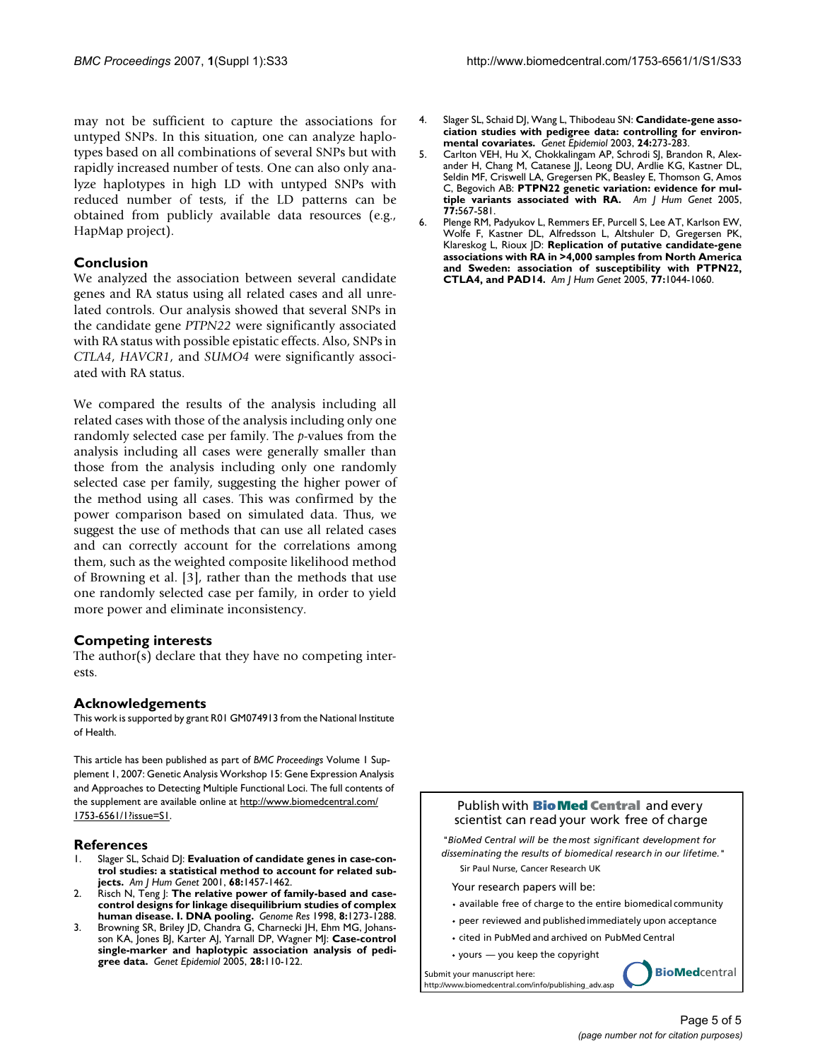may not be sufficient to capture the associations for untyped SNPs. In this situation, one can analyze haplotypes based on all combinations of several SNPs but with rapidly increased number of tests. One can also only analyze haplotypes in high LD with untyped SNPs with reduced number of tests, if the LD patterns can be obtained from publicly available data resources (e.g., HapMap project).

## Conclusion

We analyzed the association between several candidate genes and RA status using all related cases and all unrelated controls. Our analysis showed that several SNPs in the candidate gene *PTPN22* were significantly associated with RA status with possible epistatic effects. Also, SNPs in *CTLA4*, *HAVCR1*, and *SUMO4* were significantly associated with RA status.

We compared the results of the analysis including all related cases with those of the analysis including only one randomly selected case per family. The *p*-values from the analysis including all cases were generally smaller than those from the analysis including only one randomly selected case per family, suggesting the higher power of the method using all cases. This was confirmed by the power comparison based on simulated data. Thus, we suggest the use of methods that can use all related cases and can correctly account for the correlations among them, such as the weighted composite likelihood method of Browning et al. [3], rather than the methods that use one randomly selected case per family, in order to yield more power and eliminate inconsistency.

## Competing interests

The author(s) declare that they have no competing interests.

## Acknowledgements

This work is supported by grant R01 GM074913 from the National Institute of Health.

This article has been published as part of *BMC Proceedings* Volume 1 Supplement 1, 2007: Genetic Analysis Workshop 15: Gene Expression Analysis and Approaches to Detecting Multiple Functional Loci. The full contents of the supplement are available online at http://www.biomedcentral.com/1753-6561/1?issue=S1.

## References

1. Slager SL, Schaid DJ: **Evaluation of candidate genes in case-control studies: a statistical method to account for related subjects.** *Am J Hum Genet* 2001, **68:**1457-1462.
2. Risch N, Teng J: **The relative power of family-based and case-control designs for linkage disequilibrium studies of complex human disease. I. DNA pooling.** *Genome Res* 1998, **8:**1273-1288.
3. Browning SR, Briley JD, Chandra G, Charnecki JH, Ehm MG, Johansson KA, Jones BJ, Karter AJ, Yarnall DP, Wagner MJ: **Case-control single-marker and haplotypic association analysis of pedigree data.** *Genet Epidemiol* 2005, **28:**110-122.
4. Slager SL, Schaid DJ, Wang L, Thibodeau SN: **Candidate-gene association studies with pedigree data: controlling for environmental covariates.** *Genet Epidemiol* 2003, **24:**273-283.
5. Carlton VEH, Hu X, Chokkalingam AP, Schrodi SJ, Brandon R, Alexander H, Chang M, Catanese JJ, Leong DU, Ardlie KG, Kastner DL, Seldin MF, Criswell LA, Gregersen PK, Beasley E, Thomson G, Amos C, Begovich AB: **PTPN22 genetic variation: evidence for multiple variants associated with RA.** *Am J Hum Genet* 2005, **77:**567-581.
6. Plenge RM, Padyukov L, Remmers EF, Purcell S, Lee AT, Karlson EW, Wolfe F, Kastner DL, Alfredsson L, Altshuler D, Gregersen PK, Klareskog L, Rioux JD: **Replication of putative candidate-gene associations with RA in >4,000 samples from North America and Sweden: association of susceptibility with PTPN22, CTLA4, and PADI4.** *Am J Hum Genet* 2005, **77:**1044-1060.